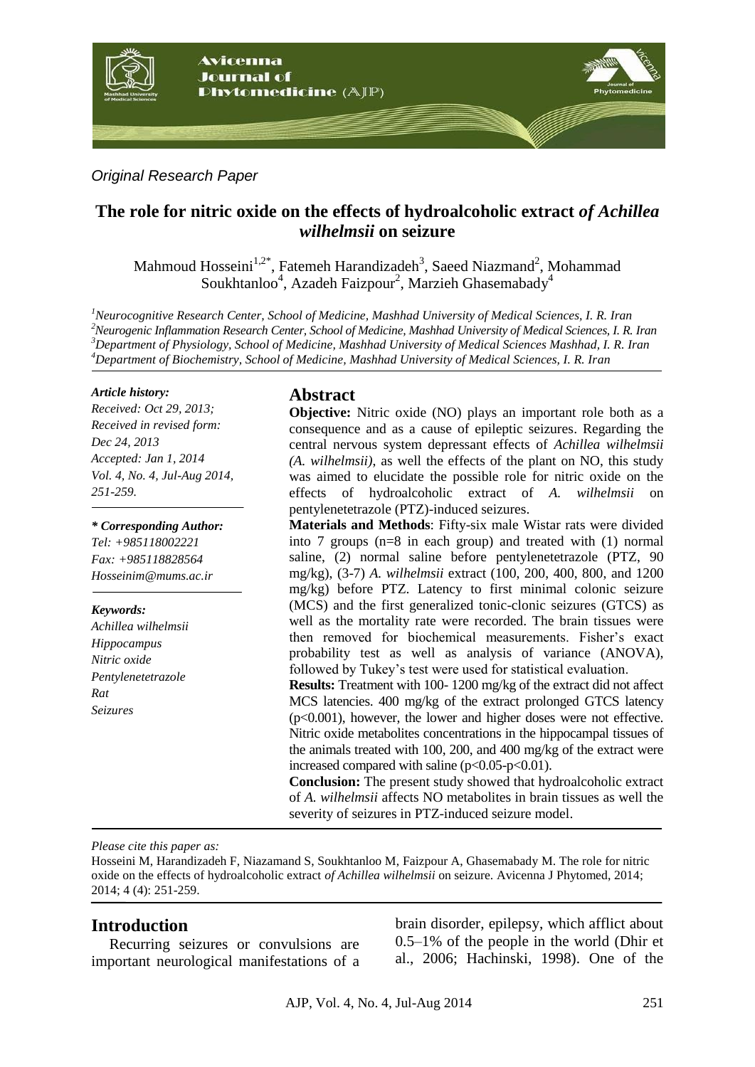*Original Research Paper*

# The role for nitric oxide on the effects of hydroalcoholic extract *of Achillea wilhelmsii* on seizure

Mahmoud Hosseini[1,2*], Fatemeh Harandizadeh[3], Saeed Niazmand[2], Mohammad Soukhtanloo[4], Azadeh Faizpour[2], Marzieh Ghasemabady[4]

[1]*Neurocognitive Research Center, School of Medicine, Mashhad University of Medical Sciences, I. R. Iran*
[2]*Neurogenic Inflammation Research Center, School of Medicine, Mashhad University of Medical Sciences, I. R. Iran*
[3]*Department of Physiology, School of Medicine, Mashhad University of Medical Sciences Mashhad, I. R. Iran*
[4]*Department of Biochemistry, School of Medicine, Mashhad University of Medical Sciences, I. R. Iran*

***Article history:***
*Received: Oct 29, 2013;*
*Received in revised form: Dec 24, 2013*
*Accepted: Jan 1, 2014*
*Vol. 4, No. 4, Jul-Aug 2014, 251-259.*

***\* Corresponding Author:***
*Tel: +985118002221*
*Fax: +985118828564*
*Hosseinim@mums.ac.ir*

***Keywords:***
*Achillea wilhelmsii*
*Hippocampus*
*Nitric oxide*
*Pentylenetetrazole*
*Rat*
*Seizures*

## Abstract

**Objective:** Nitric oxide (NO) plays an important role both as a consequence and as a cause of epileptic seizures. Regarding the central nervous system depressant effects of *Achillea wilhelmsii (A. wilhelmsii)*, as well the effects of the plant on NO, this study was aimed to elucidate the possible role for nitric oxide on the effects of hydroalcoholic extract of *A. wilhelmsii* on pentylenetetrazole (PTZ)-induced seizures.

**Materials and Methods**: Fifty-six male Wistar rats were divided into 7 groups (n=8 in each group) and treated with (1) normal saline, (2) normal saline before pentylenetetrazole (PTZ, 90 mg/kg), (3-7) *A. wilhelmsii* extract (100, 200, 400, 800, and 1200 mg/kg) before PTZ. Latency to first minimal colonic seizure (MCS) and the first generalized tonic-clonic seizures (GTCS) as well as the mortality rate were recorded. The brain tissues were then removed for biochemical measurements. Fisher's exact probability test as well as analysis of variance (ANOVA), followed by Tukey's test were used for statistical evaluation.

**Results:** Treatment with 100- 1200 mg/kg of the extract did not affect MCS latencies. 400 mg/kg of the extract prolonged GTCS latency ($p<0.001$), however, the lower and higher doses were not effective. Nitric oxide metabolites concentrations in the hippocampal tissues of the animals treated with 100, 200, and 400 mg/kg of the extract were increased compared with saline ($p<0.05$-$p<0.01$).

**Conclusion:** The present study showed that hydroalcoholic extract of *A. wilhelmsii* affects NO metabolites in brain tissues as well the severity of seizures in PTZ-induced seizure model.

*Please cite this paper as:*
Hosseini M, Harandizadeh F, Niazamand S, Soukhtanloo M, Faizpour A, Ghasemabady M. The role for nitric oxide on the effects of hydroalcoholic extract *of Achillea wilhelmsii* on seizure. Avicenna J Phytomed, 2014; 2014; 4 (4): 251-259.

## Introduction

Recurring seizures or convulsions are important neurological manifestations of a brain disorder, epilepsy, which afflict about 0.5–1% of the people in the world (Dhir et al., 2006; Hachinski, 1998). One of the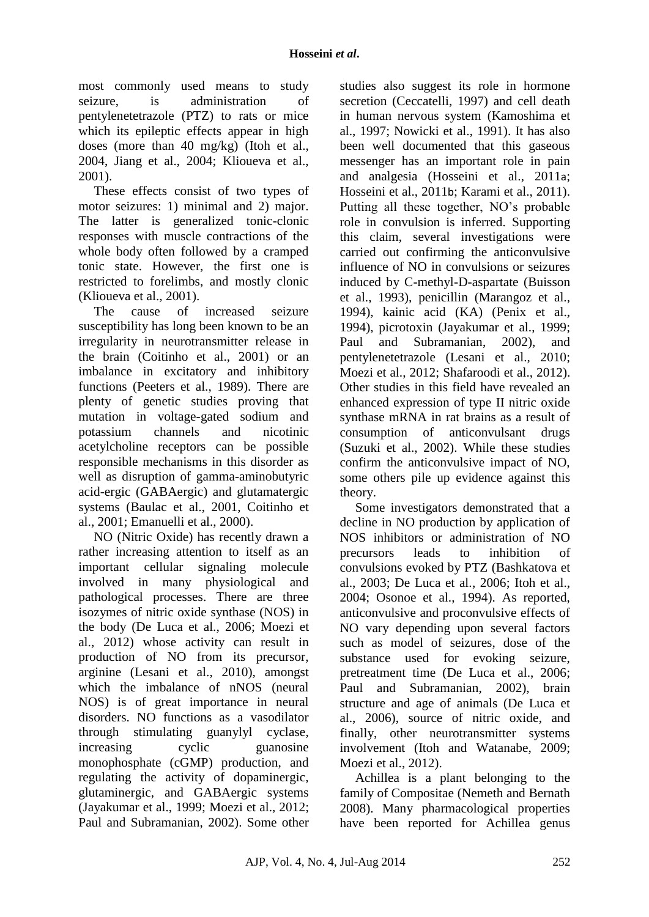most commonly used means to study seizure, is administration of pentylenetetrazole (PTZ) to rats or mice which its epileptic effects appear in high doses (more than 40 mg/kg) (Itoh et al., 2004, Jiang et al., 2004; Klioueva et al., 2001).

These effects consist of two types of motor seizures: 1) minimal and 2) major. The latter is generalized tonic-clonic responses with muscle contractions of the whole body often followed by a cramped tonic state. However, the first one is restricted to forelimbs, and mostly clonic (Klioueva et al., 2001).

The cause of increased seizure susceptibility has long been known to be an irregularity in neurotransmitter release in the brain (Coitinho et al., 2001) or an imbalance in excitatory and inhibitory functions (Peeters et al., 1989). There are plenty of genetic studies proving that mutation in voltage-gated sodium and potassium channels and nicotinic acetylcholine receptors can be possible responsible mechanisms in this disorder as well as disruption of gamma-aminobutyric acid-ergic (GABAergic) and glutamatergic systems (Baulac et al., 2001, Coitinho et al., 2001; Emanuelli et al., 2000).

NO (Nitric Oxide) has recently drawn a rather increasing attention to itself as an important cellular signaling molecule involved in many physiological and pathological processes. There are three isozymes of nitric oxide synthase (NOS) in the body (De Luca et al., 2006; Moezi et al., 2012) whose activity can result in production of NO from its precursor, arginine (Lesani et al., 2010), amongst which the imbalance of nNOS (neural NOS) is of great importance in neural disorders. NO functions as a vasodilator through stimulating guanylyl cyclase, increasing cyclic guanosine monophosphate (cGMP) production, and regulating the activity of dopaminergic, glutaminergic, and GABAergic systems (Jayakumar et al., 1999; Moezi et al., 2012; Paul and Subramanian, 2002). Some other studies also suggest its role in hormone secretion (Ceccatelli, 1997) and cell death in human nervous system (Kamoshima et al., 1997; Nowicki et al., 1991). It has also been well documented that this gaseous messenger has an important role in pain and analgesia (Hosseini et al., 2011a; Hosseini et al., 2011b; Karami et al., 2011). Putting all these together, NO's probable role in convulsion is inferred. Supporting this claim, several investigations were carried out confirming the anticonvulsive influence of NO in convulsions or seizures induced by C-methyl-D-aspartate (Buisson et al., 1993), penicillin (Marangoz et al., 1994), kainic acid (KA) (Penix et al., 1994), picrotoxin (Jayakumar et al., 1999; Paul and Subramanian, 2002), and pentylenetetrazole (Lesani et al., 2010; Moezi et al., 2012; Shafaroodi et al., 2012). Other studies in this field have revealed an enhanced expression of type II nitric oxide synthase mRNA in rat brains as a result of consumption of anticonvulsant drugs (Suzuki et al., 2002). While these studies confirm the anticonvulsive impact of NO, some others pile up evidence against this theory.

Some investigators demonstrated that a decline in NO production by application of NOS inhibitors or administration of NO precursors leads to inhibition of convulsions evoked by PTZ (Bashkatova et al., 2003; De Luca et al., 2006; Itoh et al., 2004; Osonoe et al., 1994). As reported, anticonvulsive and proconvulsive effects of NO vary depending upon several factors such as model of seizures, dose of the substance used for evoking seizure, pretreatment time (De Luca et al., 2006; Paul and Subramanian, 2002), brain structure and age of animals (De Luca et al., 2006), source of nitric oxide, and finally, other neurotransmitter systems involvement (Itoh and Watanabe, 2009; Moezi et al., 2012).

Achillea is a plant belonging to the family of Compositae (Nemeth and Bernath 2008). Many pharmacological properties have been reported for Achillea genus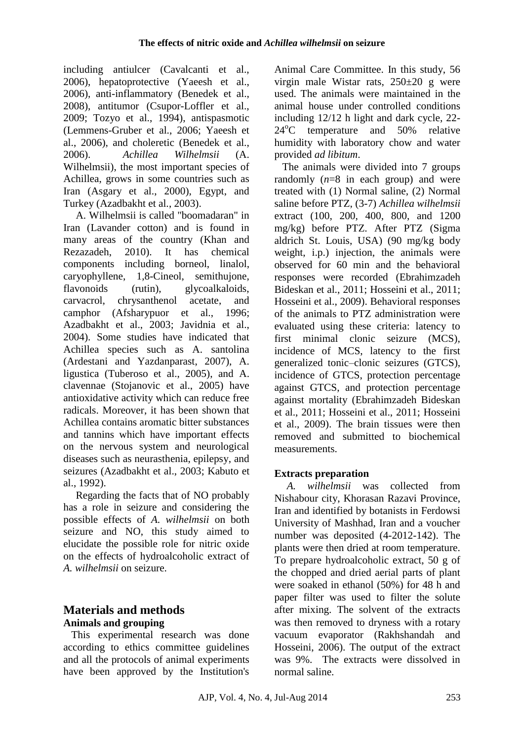including antiulcer (Cavalcanti et al., 2006), hepatoprotective (Yaeesh et al., 2006), anti-inflammatory (Benedek et al., 2008), antitumor (Csupor-Loffler et al., 2009; Tozyo et al., 1994), antispasmotic (Lemmens-Gruber et al., 2006; Yaeesh et al., 2006), and choleretic (Benedek et al., 2006). *Achillea Wilhelmsii* (A. Wilhelmsii), the most important species of Achillea, grows in some countries such as Iran (Asgary et al., 2000), Egypt, and Turkey (Azadbakht et al., 2003).

A. Wilhelmsii is called "boomadaran" in Iran (Lavander cotton) and is found in many areas of the country (Khan and Rezazadeh, 2010). It has chemical components including borneol, linalol, caryophyllene, 1,8-Cineol, semithujone, flavonoids (rutin), glycoalkaloids, carvacrol, chrysanthenol acetate, and camphor (Afsharypuor et al., 1996; Azadbakht et al., 2003; Javidnia et al., 2004). Some studies have indicated that Achillea species such as A. santolina (Ardestani and Yazdanparast, 2007), A. ligustica (Tuberoso et al., 2005), and A. clavennae (Stojanovic et al., 2005) have antioxidative activity which can reduce free radicals. Moreover, it has been shown that Achillea contains aromatic bitter substances and tannins which have important effects on the nervous system and neurological diseases such as neurasthenia, epilepsy, and seizures (Azadbakht et al., 2003; Kabuto et al., 1992).

Regarding the facts that of NO probably has a role in seizure and considering the possible effects of *A. wilhelmsii* on both seizure and NO, this study aimed to elucidate the possible role for nitric oxide on the effects of hydroalcoholic extract of *A. wilhelmsii* on seizure.

## Materials and methods

### Animals and grouping

This experimental research was done according to ethics committee guidelines and all the protocols of animal experiments have been approved by the Institution's Animal Care Committee. In this study, 56 virgin male Wistar rats, 250±20 g were used. The animals were maintained in the animal house under controlled conditions including 12/12 h light and dark cycle, 22-24$^{o}$C temperature and 50% relative humidity with laboratory chow and water provided *ad libitum*.

The animals were divided into 7 groups randomly (*n*=8 in each group) and were treated with (1) Normal saline, (2) Normal saline before PTZ, (3-7) *Achillea wilhelmsii* extract (100, 200, 400, 800, and 1200 mg/kg) before PTZ. After PTZ (Sigma aldrich St. Louis, USA) (90 mg/kg body weight, i.p.) injection, the animals were observed for 60 min and the behavioral responses were recorded (Ebrahimzadeh Bideskan et al., 2011; Hosseini et al., 2011; Hosseini et al., 2009). Behavioral responses of the animals to PTZ administration were evaluated using these criteria: latency to first minimal clonic seizure (MCS), incidence of MCS, latency to the first generalized tonic–clonic seizures (GTCS), incidence of GTCS, protection percentage against GTCS, and protection percentage against mortality (Ebrahimzadeh Bideskan et al., 2011; Hosseini et al., 2011; Hosseini et al., 2009). The brain tissues were then removed and submitted to biochemical measurements.

### Extracts preparation

*A. wilhelmsii* was collected from Nishabour city, Khorasan Razavi Province, Iran and identified by botanists in Ferdowsi University of Mashhad, Iran and a voucher number was deposited (4-2012-142). The plants were then dried at room temperature. To prepare hydroalcoholic extract, 50 g of the chopped and dried aerial parts of plant were soaked in ethanol (50%) for 48 h and paper filter was used to filter the solute after mixing. The solvent of the extracts was then removed to dryness with a rotary vacuum evaporator (Rakhshandah and Hosseini, 2006). The output of the extract was 9%. The extracts were dissolved in normal saline.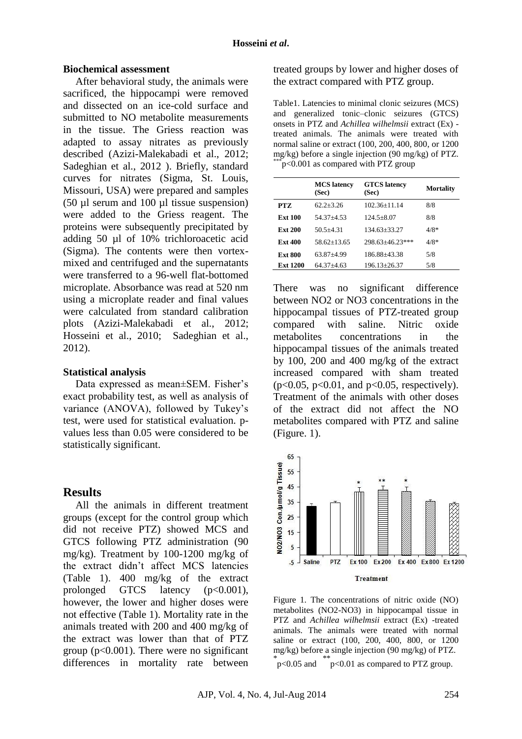### Biochemical assessment

After behavioral study, the animals were sacrificed, the hippocampi were removed and dissected on an ice-cold surface and submitted to NO metabolite measurements in the tissue. The Griess reaction was adapted to assay nitrates as previously described (Azizi-Malekabadi et al., 2012; Sadeghian et al., 2012 ). Briefly, standard curves for nitrates (Sigma, St. Louis, Missouri, USA) were prepared and samples (50 µl serum and 100 µl tissue suspension) were added to the Griess reagent. The proteins were subsequently precipitated by adding 50 µl of 10% trichloroacetic acid (Sigma). The contents were then vortex-mixed and centrifuged and the supernatants were transferred to a 96-well flat-bottomed microplate. Absorbance was read at 520 nm using a microplate reader and final values were calculated from standard calibration plots (Azizi-Malekabadi et al., 2012; Hosseini et al., 2010; Sadeghian et al., 2012).

### Statistical analysis

Data expressed as mean±SEM. Fisher's exact probability test, as well as analysis of variance (ANOVA), followed by Tukey's test, were used for statistical evaluation. p-values less than 0.05 were considered to be statistically significant.

## Results

All the animals in different treatment groups (except for the control group which did not receive PTZ) showed MCS and GTCS following PTZ administration (90 mg/kg). Treatment by 100-1200 mg/kg of the extract didn't affect MCS latencies (Table 1). 400 mg/kg of the extract prolonged GTCS latency ($p<0.001$), however, the lower and higher doses were not effective (Table 1). Mortality rate in the animals treated with 200 and 400 mg/kg of the extract was lower than that of PTZ group ($p<0.001$). There were no significant differences in mortality rate between treated groups by lower and higher doses of the extract compared with PTZ group.

Table1. Latencies to minimal clonic seizures (MCS) and generalized tonic–clonic seizures (GTCS) onsets in PTZ and *Achillea wilhelmsii* extract (Ex) -treated animals. The animals were treated with normal saline or extract (100, 200, 400, 800, or 1200 mg/kg) before a single injection (90 mg/kg) of PTZ. ***$p<0.001$ as compared with PTZ group

| | MCS latency (Sec) | GTCS latency (Sec) | Mortality |
|---|---|---|---|
| **PTZ** | 62.2±3.26 | 102.36±11.14 | 8/8 |
| **Ext 100** | 54.37±4.53 | 124.5±8.07 | 8/8 |
| **Ext 200** | 50.5±4.31 | 134.63±33.27 | 4/8* |
| **Ext 400** | 58.62±13.65 | 298.63±46.23*** | 4/8* |
| **Ext 800** | 63.87±4.99 | 186.88±43.38 | 5/8 |
| **Ext 1200** | 64.37±4.63 | 196.13±26.37 | 5/8 |

There was no significant difference between NO2 or NO3 concentrations in the hippocampal tissues of PTZ-treated group compared with saline. Nitric oxide metabolites concentrations in the hippocampal tissues of the animals treated by 100, 200 and 400 mg/kg of the extract increased compared with sham treated ($p<0.05$, $p<0.01$, and $p<0.05$, respectively). Treatment of the animals with other doses of the extract did not affect the NO metabolites compared with PTZ and saline (Figure. 1).

Figure 1. The concentrations of nitric oxide (NO) metabolites (NO2-NO3) in hippocampal tissue in PTZ and *Achillea wilhelmsii* extract (Ex) -treated animals. The animals were treated with normal saline or extract (100, 200, 400, 800, or 1200 mg/kg) before a single injection (90 mg/kg) of PTZ. *$p<0.05$ and **$p<0.01$ as compared to PTZ group.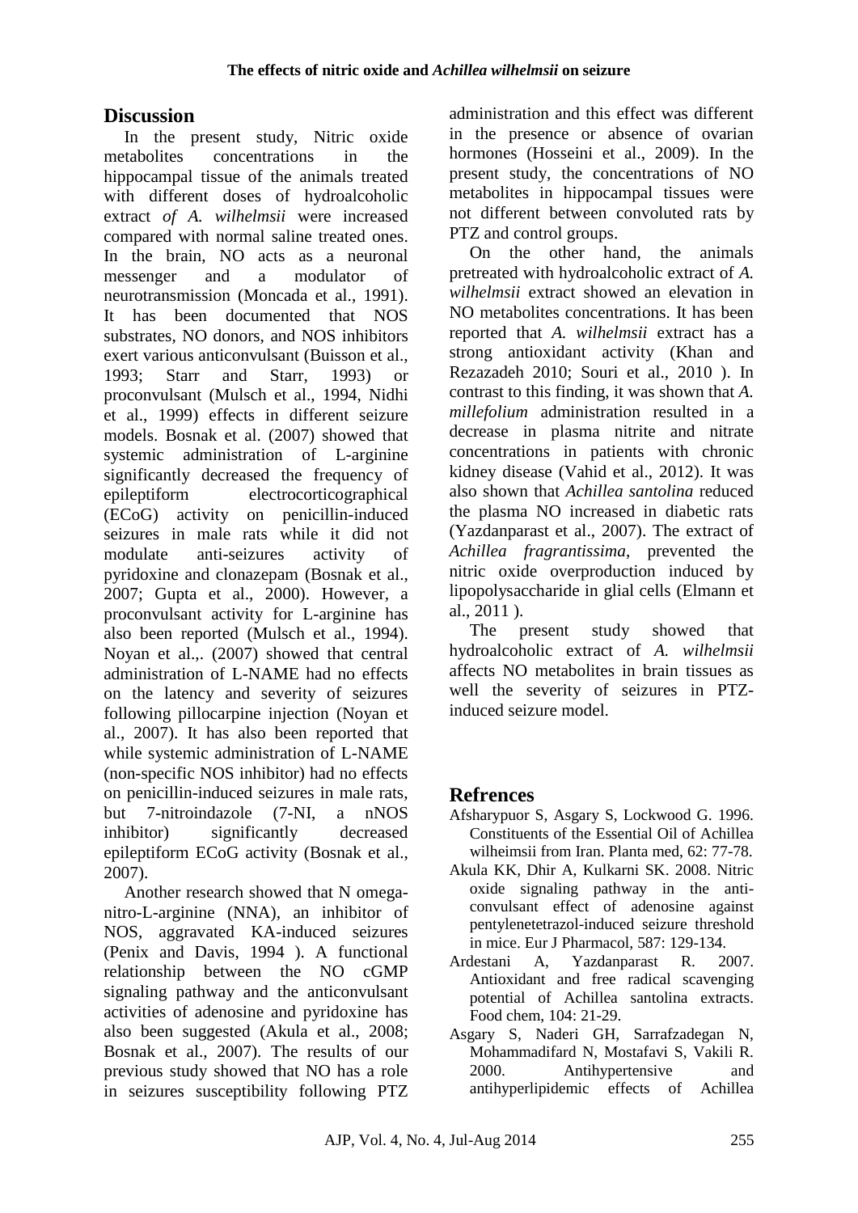## Discussion

In the present study, Nitric oxide metabolites concentrations in the hippocampal tissue of the animals treated with different doses of hydroalcoholic extract *of A. wilhelmsii* were increased compared with normal saline treated ones. In the brain, NO acts as a neuronal messenger and a modulator of neurotransmission (Moncada et al., 1991). It has been documented that NOS substrates, NO donors, and NOS inhibitors exert various anticonvulsant (Buisson et al., 1993; Starr and Starr, 1993) or proconvulsant (Mulsch et al., 1994, Nidhi et al., 1999) effects in different seizure models. Bosnak et al. (2007) showed that systemic administration of L-arginine significantly decreased the frequency of epileptiform electrocorticographical (ECoG) activity on penicillin-induced seizures in male rats while it did not modulate anti-seizures activity of pyridoxine and clonazepam (Bosnak et al., 2007; Gupta et al., 2000). However, a proconvulsant activity for L-arginine has also been reported (Mulsch et al., 1994). Noyan et al.,. (2007) showed that central administration of L-NAME had no effects on the latency and severity of seizures following pillocarpine injection (Noyan et al., 2007). It has also been reported that while systemic administration of L-NAME (non-specific NOS inhibitor) had no effects on penicillin-induced seizures in male rats, but 7-nitroindazole (7-NI, a nNOS inhibitor) significantly decreased epileptiform ECoG activity (Bosnak et al., 2007).

Another research showed that N omega-nitro-L-arginine (NNA), an inhibitor of NOS, aggravated KA-induced seizures (Penix and Davis, 1994 ). A functional relationship between the NO cGMP signaling pathway and the anticonvulsant activities of adenosine and pyridoxine has also been suggested (Akula et al., 2008; Bosnak et al., 2007). The results of our previous study showed that NO has a role in seizures susceptibility following PTZ administration and this effect was different in the presence or absence of ovarian hormones (Hosseini et al., 2009). In the present study, the concentrations of NO metabolites in hippocampal tissues were not different between convoluted rats by PTZ and control groups.

On the other hand, the animals pretreated with hydroalcoholic extract of *A. wilhelmsii* extract showed an elevation in NO metabolites concentrations. It has been reported that *A. wilhelmsii* extract has a strong antioxidant activity (Khan and Rezazadeh 2010; Souri et al., 2010 ). In contrast to this finding, it was shown that *A. millefolium* administration resulted in a decrease in plasma nitrite and nitrate concentrations in patients with chronic kidney disease (Vahid et al., 2012). It was also shown that *Achillea santolina* reduced the plasma NO increased in diabetic rats (Yazdanparast et al., 2007). The extract of *Achillea fragrantissima*, prevented the nitric oxide overproduction induced by lipopolysaccharide in glial cells (Elmann et al., 2011 ).

The present study showed that hydroalcoholic extract of *A. wilhelmsii* affects NO metabolites in brain tissues as well the severity of seizures in PTZ-induced seizure model.

## Refrences

Afsharypuor S, Asgary S, Lockwood G. 1996. Constituents of the Essential Oil of Achillea wilheimsii from Iran. Planta med, 62: 77-78.

Akula KK, Dhir A, Kulkarni SK. 2008. Nitric oxide signaling pathway in the anti-convulsant effect of adenosine against pentylenetetrazol-induced seizure threshold in mice. Eur J Pharmacol, 587: 129-134.

Ardestani A, Yazdanparast R. 2007. Antioxidant and free radical scavenging potential of Achillea santolina extracts. Food chem, 104: 21-29.

Asgary S, Naderi GH, Sarrafzadegan N, Mohammadifard N, Mostafavi S, Vakili R. 2000. Antihypertensive and antihyperlipidemic effects of Achillea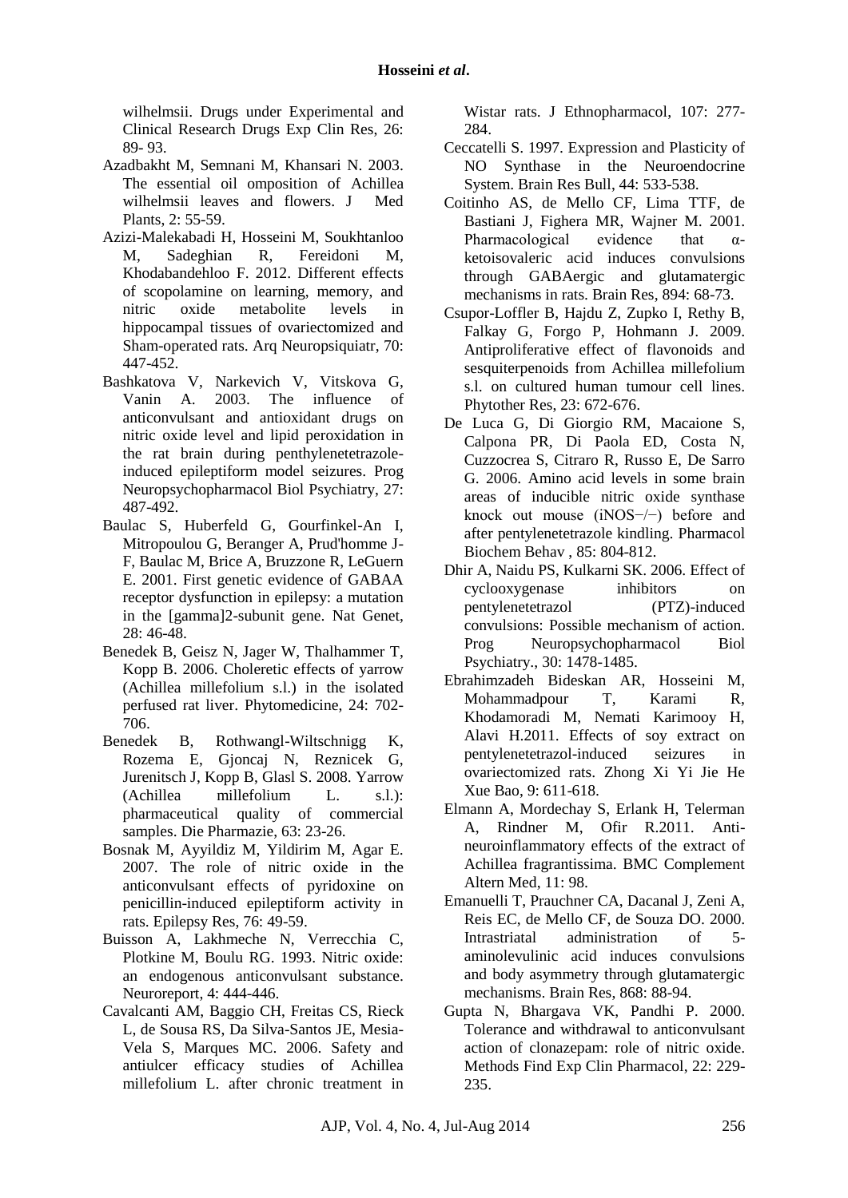wilhelmsii. Drugs under Experimental and Clinical Research Drugs Exp Clin Res, 26: 89- 93.

Azadbakht M, Semnani M, Khansari N. 2003. The essential oil omposition of Achillea wilhelmsii leaves and flowers. J Med Plants, 2: 55-59.

Azizi-Malekabadi H, Hosseini M, Soukhtanloo M, Sadeghian R, Fereidoni M, Khodabandehloo F. 2012. Different effects of scopolamine on learning, memory, and nitric oxide metabolite levels in hippocampal tissues of ovariectomized and Sham-operated rats. Arq Neuropsiquiatr, 70: 447-452.

Bashkatova V, Narkevich V, Vitskova G, Vanin A. 2003. The influence of anticonvulsant and antioxidant drugs on nitric oxide level and lipid peroxidation in the rat brain during penthylenetetrazole-induced epileptiform model seizures. Prog Neuropsychopharmacol Biol Psychiatry, 27: 487-492.

Baulac S, Huberfeld G, Gourfinkel-An I, Mitropoulou G, Beranger A, Prud'homme J-F, Baulac M, Brice A, Bruzzone R, LeGuern E. 2001. First genetic evidence of GABAA receptor dysfunction in epilepsy: a mutation in the [gamma]2-subunit gene. Nat Genet, 28: 46-48.

Benedek B, Geisz N, Jager W, Thalhammer T, Kopp B. 2006. Choleretic effects of yarrow (Achillea millefolium s.l.) in the isolated perfused rat liver. Phytomedicine, 24: 702-706.

Benedek B, Rothwangl-Wiltschnigg K, Rozema E, Gjoncaj N, Reznicek G, Jurenitsch J, Kopp B, Glasl S. 2008. Yarrow (Achillea millefolium L. s.l.): pharmaceutical quality of commercial samples. Die Pharmazie, 63: 23-26.

Bosnak M, Ayyildiz M, Yildirim M, Agar E. 2007. The role of nitric oxide in the anticonvulsant effects of pyridoxine on penicillin-induced epileptiform activity in rats. Epilepsy Res, 76: 49-59.

Buisson A, Lakhmeche N, Verrecchia C, Plotkine M, Boulu RG. 1993. Nitric oxide: an endogenous anticonvulsant substance. Neuroreport, 4: 444-446.

Cavalcanti AM, Baggio CH, Freitas CS, Rieck L, de Sousa RS, Da Silva-Santos JE, Mesia-Vela S, Marques MC. 2006. Safety and antiulcer efficacy studies of Achillea millefolium L. after chronic treatment in Wistar rats. J Ethnopharmacol, 107: 277-284.

Ceccatelli S. 1997. Expression and Plasticity of NO Synthase in the Neuroendocrine System. Brain Res Bull, 44: 533-538.

Coitinho AS, de Mello CF, Lima TTF, de Bastiani J, Fighera MR, Wajner M. 2001. Pharmacological evidence that α-ketoisovaleric acid induces convulsions through GABAergic and glutamatergic mechanisms in rats. Brain Res, 894: 68-73.

Csupor-Loffler B, Hajdu Z, Zupko I, Rethy B, Falkay G, Forgo P, Hohmann J. 2009. Antiproliferative effect of flavonoids and sesquiterpenoids from Achillea millefolium s.l. on cultured human tumour cell lines. Phytother Res, 23: 672-676.

De Luca G, Di Giorgio RM, Macaione S, Calpona PR, Di Paola ED, Costa N, Cuzzocrea S, Citraro R, Russo E, De Sarro G. 2006. Amino acid levels in some brain areas of inducible nitric oxide synthase knock out mouse (iNOS−/−) before and after pentylenetetrazole kindling. Pharmacol Biochem Behav , 85: 804-812.

Dhir A, Naidu PS, Kulkarni SK. 2006. Effect of cyclooxygenase inhibitors on pentylenetetrazol (PTZ)-induced convulsions: Possible mechanism of action. Prog Neuropsychopharmacol Biol Psychiatry., 30: 1478-1485.

Ebrahimzadeh Bideskan AR, Hosseini M, Mohammadpour T, Karami R, Khodamoradi M, Nemati Karimooy H, Alavi H.2011. Effects of soy extract on pentylenetetrazol-induced seizures in ovariectomized rats. Zhong Xi Yi Jie He Xue Bao, 9: 611-618.

Elmann A, Mordechay S, Erlank H, Telerman A, Rindner M, Ofir R.2011. Anti-neuroinflammatory effects of the extract of Achillea fragrantissima. BMC Complement Altern Med, 11: 98.

Emanuelli T, Prauchner CA, Dacanal J, Zeni A, Reis EC, de Mello CF, de Souza DO. 2000. Intrastriatal administration of 5-aminolevulinic acid induces convulsions and body asymmetry through glutamatergic mechanisms. Brain Res, 868: 88-94.

Gupta N, Bhargava VK, Pandhi P. 2000. Tolerance and withdrawal to anticonvulsant action of clonazepam: role of nitric oxide. Methods Find Exp Clin Pharmacol, 22: 229-235.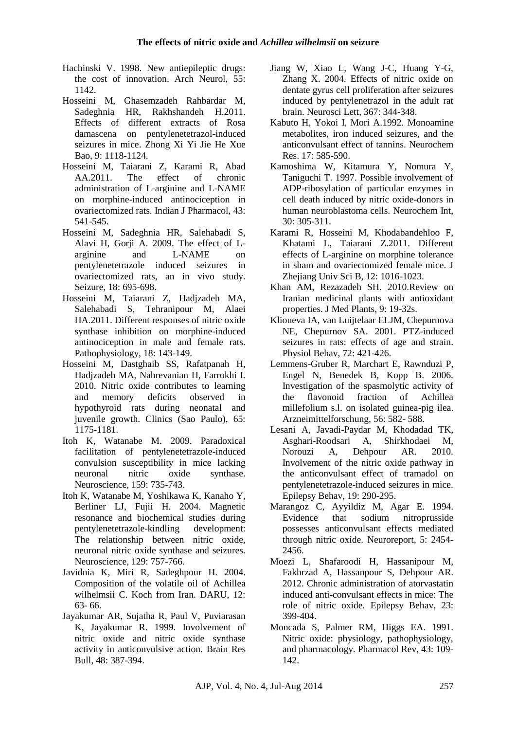Hachinski V. 1998. New antiepileptic drugs: the cost of innovation. Arch Neurol, 55: 1142.

Hosseini M, Ghasemzadeh Rahbardar M, Sadeghnia HR, Rakhshandeh H.2011. Effects of different extracts of Rosa damascena on pentylenetetrazol-induced seizures in mice. Zhong Xi Yi Jie He Xue Bao, 9: 1118-1124.

Hosseini M, Taiarani Z, Karami R, Abad AA.2011. The effect of chronic administration of L-arginine and L-NAME on morphine-induced antinociception in ovariectomized rats. Indian J Pharmacol, 43: 541-545.

Hosseini M, Sadeghnia HR, Salehabadi S, Alavi H, Gorji A. 2009. The effect of L-arginine and L-NAME on pentylenetetrazole induced seizures in ovariectomized rats, an in vivo study. Seizure, 18: 695-698.

Hosseini M, Taiarani Z, Hadjzadeh MA, Salehabadi S, Tehranipour M, Alaei HA.2011. Different responses of nitric oxide synthase inhibition on morphine-induced antinociception in male and female rats. Pathophysiology, 18: 143-149.

Hosseini M, Dastghaib SS, Rafatpanah H, Hadjzadeh MA, Nahrevanian H, Farrokhi I. 2010. Nitric oxide contributes to learning and memory deficits observed in hypothyroid rats during neonatal and juvenile growth. Clinics (Sao Paulo), 65: 1175-1181.

Itoh K, Watanabe M. 2009. Paradoxical facilitation of pentylenetetrazole-induced convulsion susceptibility in mice lacking neuronal nitric oxide synthase. Neuroscience, 159: 735-743.

Itoh K, Watanabe M, Yoshikawa K, Kanaho Y, Berliner LJ, Fujii H. 2004. Magnetic resonance and biochemical studies during pentylenetetrazole-kindling development: The relationship between nitric oxide, neuronal nitric oxide synthase and seizures. Neuroscience, 129: 757-766.

Javidnia K, Miri R, Sadeghpour H. 2004. Composition of the volatile oil of Achillea wilhelmsii C. Koch from Iran. DARU, 12: 63- 66.

Jayakumar AR, Sujatha R, Paul V, Puviarasan K, Jayakumar R. 1999. Involvement of nitric oxide and nitric oxide synthase activity in anticonvulsive action. Brain Res Bull, 48: 387-394.

Jiang W, Xiao L, Wang J-C, Huang Y-G, Zhang X. 2004. Effects of nitric oxide on dentate gyrus cell proliferation after seizures induced by pentylenetrazol in the adult rat brain. Neurosci Lett, 367: 344-348.

Kabuto H, Yokoi I, Mori A.1992. Monoamine metabolites, iron induced seizures, and the anticonvulsant effect of tannins. Neurochem Res. 17: 585-590.

Kamoshima W, Kitamura Y, Nomura Y, Taniguchi T. 1997. Possible involvement of ADP-ribosylation of particular enzymes in cell death induced by nitric oxide-donors in human neuroblastoma cells. Neurochem Int, 30: 305-311.

Karami R, Hosseini M, Khodabandehloo F, Khatami L, Taiarani Z.2011. Different effects of L-arginine on morphine tolerance in sham and ovariectomized female mice. J Zhejiang Univ Sci B, 12: 1016-1023.

Khan AM, Rezazadeh SH. 2010.Review on Iranian medicinal plants with antioxidant properties. J Med Plants, 9: 19-32s.

Klioueva IA, van Luijtelaar ELJM, Chepurnova NE, Chepurnov SA. 2001. PTZ-induced seizures in rats: effects of age and strain. Physiol Behav, 72: 421-426.

Lemmens-Gruber R, Marchart E, Rawnduzi P, Engel N, Benedek B, Kopp B. 2006. Investigation of the spasmolytic activity of the flavonoid fraction of Achillea millefolium s.l. on isolated guinea-pig ilea. Arzneimittelforschung, 56: 582- 588.

Lesani A, Javadi-Paydar M, Khodadad TK, Asghari-Roodsari A, Shirkhodaei M, Norouzi A, Dehpour AR. 2010. Involvement of the nitric oxide pathway in the anticonvulsant effect of tramadol on pentylenetetrazole-induced seizures in mice. Epilepsy Behav, 19: 290-295.

Marangoz C, Ayyildiz M, Agar E. 1994. Evidence that sodium nitroprusside possesses anticonvulsant effects mediated through nitric oxide. Neuroreport, 5: 2454-2456.

Moezi L, Shafaroodi H, Hassanipour M, Fakhrzad A, Hassanpour S, Dehpour AR. 2012. Chronic administration of atorvastatin induced anti-convulsant effects in mice: The role of nitric oxide. Epilepsy Behav, 23: 399-404.

Moncada S, Palmer RM, Higgs EA. 1991. Nitric oxide: physiology, pathophysiology, and pharmacology. Pharmacol Rev, 43: 109-142.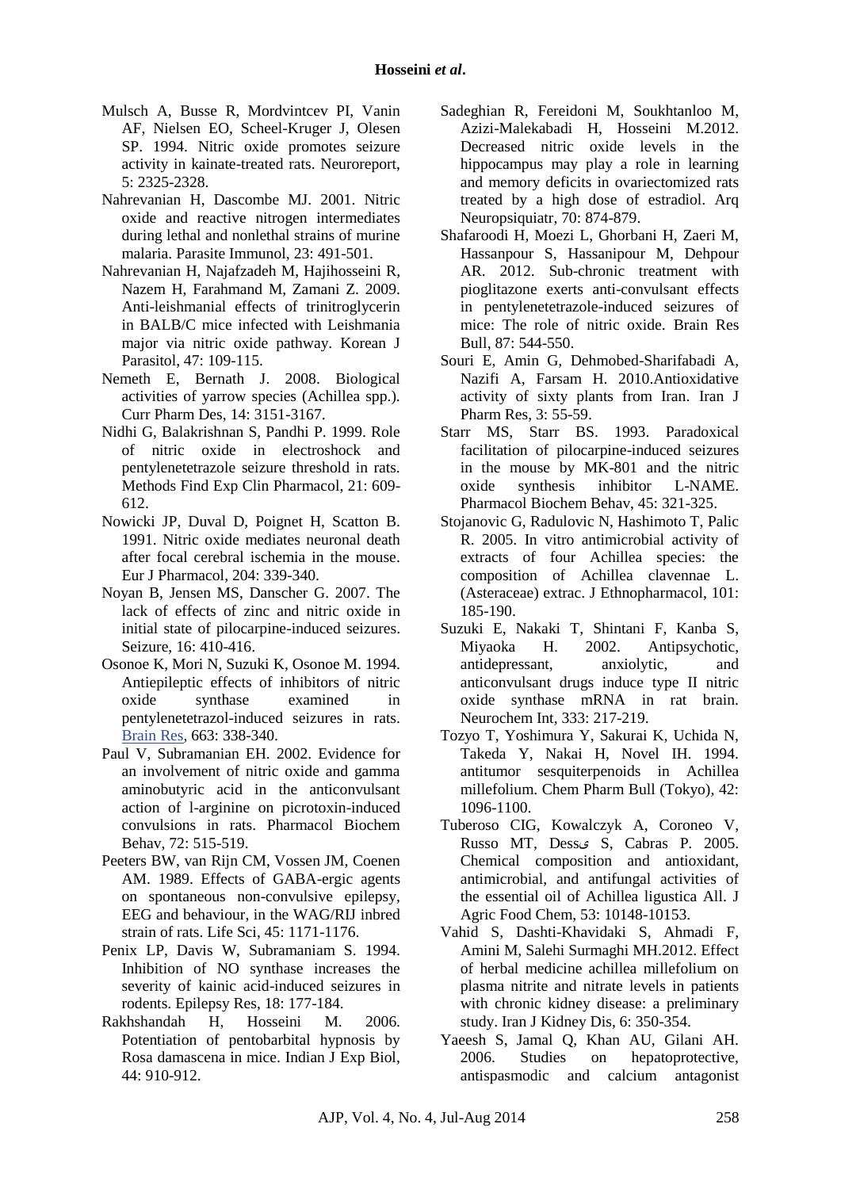Mulsch A, Busse R, Mordvintcev PI, Vanin AF, Nielsen EO, Scheel-Kruger J, Olesen SP. 1994. Nitric oxide promotes seizure activity in kainate-treated rats. Neuroreport, 5: 2325-2328.

Nahrevanian H, Dascombe MJ. 2001. Nitric oxide and reactive nitrogen intermediates during lethal and nonlethal strains of murine malaria. Parasite Immunol, 23: 491-501.

Nahrevanian H, Najafzadeh M, Hajihosseini R, Nazem H, Farahmand M, Zamani Z. 2009. Anti-leishmanial effects of trinitroglycerin in BALB/C mice infected with Leishmania major via nitric oxide pathway. Korean J Parasitol, 47: 109-115.

Nemeth E, Bernath J. 2008. Biological activities of yarrow species (Achillea spp.). Curr Pharm Des, 14: 3151-3167.

Nidhi G, Balakrishnan S, Pandhi P. 1999. Role of nitric oxide in electroshock and pentylenetetrazole seizure threshold in rats. Methods Find Exp Clin Pharmacol, 21: 609-612.

Nowicki JP, Duval D, Poignet H, Scatton B. 1991. Nitric oxide mediates neuronal death after focal cerebral ischemia in the mouse. Eur J Pharmacol, 204: 339-340.

Noyan B, Jensen MS, Danscher G. 2007. The lack of effects of zinc and nitric oxide in initial state of pilocarpine-induced seizures. Seizure, 16: 410-416.

Osonoe K, Mori N, Suzuki K, Osonoe M. 1994. Antiepileptic effects of inhibitors of nitric oxide synthase examined in pentylenetetrazol-induced seizures in rats. Brain Res, 663: 338-340.

Paul V, Subramanian EH. 2002. Evidence for an involvement of nitric oxide and gamma aminobutyric acid in the anticonvulsant action of l-arginine on picrotoxin-induced convulsions in rats. Pharmacol Biochem Behav, 72: 515-519.

Peeters BW, van Rijn CM, Vossen JM, Coenen AM. 1989. Effects of GABA-ergic agents on spontaneous non-convulsive epilepsy, EEG and behaviour, in the WAG/RIJ inbred strain of rats. Life Sci, 45: 1171-1176.

Penix LP, Davis W, Subramaniam S. 1994. Inhibition of NO synthase increases the severity of kainic acid-induced seizures in rodents. Epilepsy Res, 18: 177-184.

Rakhshandah H, Hosseini M. 2006. Potentiation of pentobarbital hypnosis by Rosa damascena in mice. Indian J Exp Biol, 44: 910-912.

Sadeghian R, Fereidoni M, Soukhtanloo M, Azizi-Malekabadi H, Hosseini M.2012. Decreased nitric oxide levels in the hippocampus may play a role in learning and memory deficits in ovariectomized rats treated by a high dose of estradiol. Arq Neuropsiquiatr, 70: 874-879.

Shafaroodi H, Moezi L, Ghorbani H, Zaeri M, Hassanpour S, Hassanipour M, Dehpour AR. 2012. Sub-chronic treatment with pioglitazone exerts anti-convulsant effects in pentylenetetrazole-induced seizures of mice: The role of nitric oxide. Brain Res Bull, 87: 544-550.

Souri E, Amin G, Dehmobed-Sharifabadi A, Nazifi A, Farsam H. 2010.Antioxidative activity of sixty plants from Iran. Iran J Pharm Res, 3: 55-59.

Starr MS, Starr BS. 1993. Paradoxical facilitation of pilocarpine-induced seizures in the mouse by MK-801 and the nitric oxide synthesis inhibitor L-NAME. Pharmacol Biochem Behav, 45: 321-325.

Stojanovic G, Radulovic N, Hashimoto T, Palic R. 2005. In vitro antimicrobial activity of extracts of four Achillea species: the composition of Achillea clavennae L. (Asteraceae) extrac. J Ethnopharmacol, 101: 185-190.

Suzuki E, Nakaki T, Shintani F, Kanba S, Miyaoka H. 2002. Antipsychotic, antidepressant, anxiolytic, and anticonvulsant drugs induce type II nitric oxide synthase mRNA in rat brain. Neurochem Int, 333: 217-219.

Tozyo T, Yoshimura Y, Sakurai K, Uchida N, Takeda Y, Nakai H, Novel IH. 1994. antitumor sesquiterpenoids in Achillea millefolium. Chem Pharm Bull (Tokyo), 42: 1096-1100.

Tuberoso CIG, Kowalczyk A, Coroneo V, Russo MT, Dessی S, Cabras P. 2005. Chemical composition and antioxidant, antimicrobial, and antifungal activities of the essential oil of Achillea ligustica All. J Agric Food Chem, 53: 10148-10153.

Vahid S, Dashti-Khavidaki S, Ahmadi F, Amini M, Salehi Surmaghi MH.2012. Effect of herbal medicine achillea millefolium on plasma nitrite and nitrate levels in patients with chronic kidney disease: a preliminary study. Iran J Kidney Dis, 6: 350-354.

Yaeesh S, Jamal Q, Khan AU, Gilani AH. 2006. Studies on hepatoprotective, antispasmodic and calcium antagonist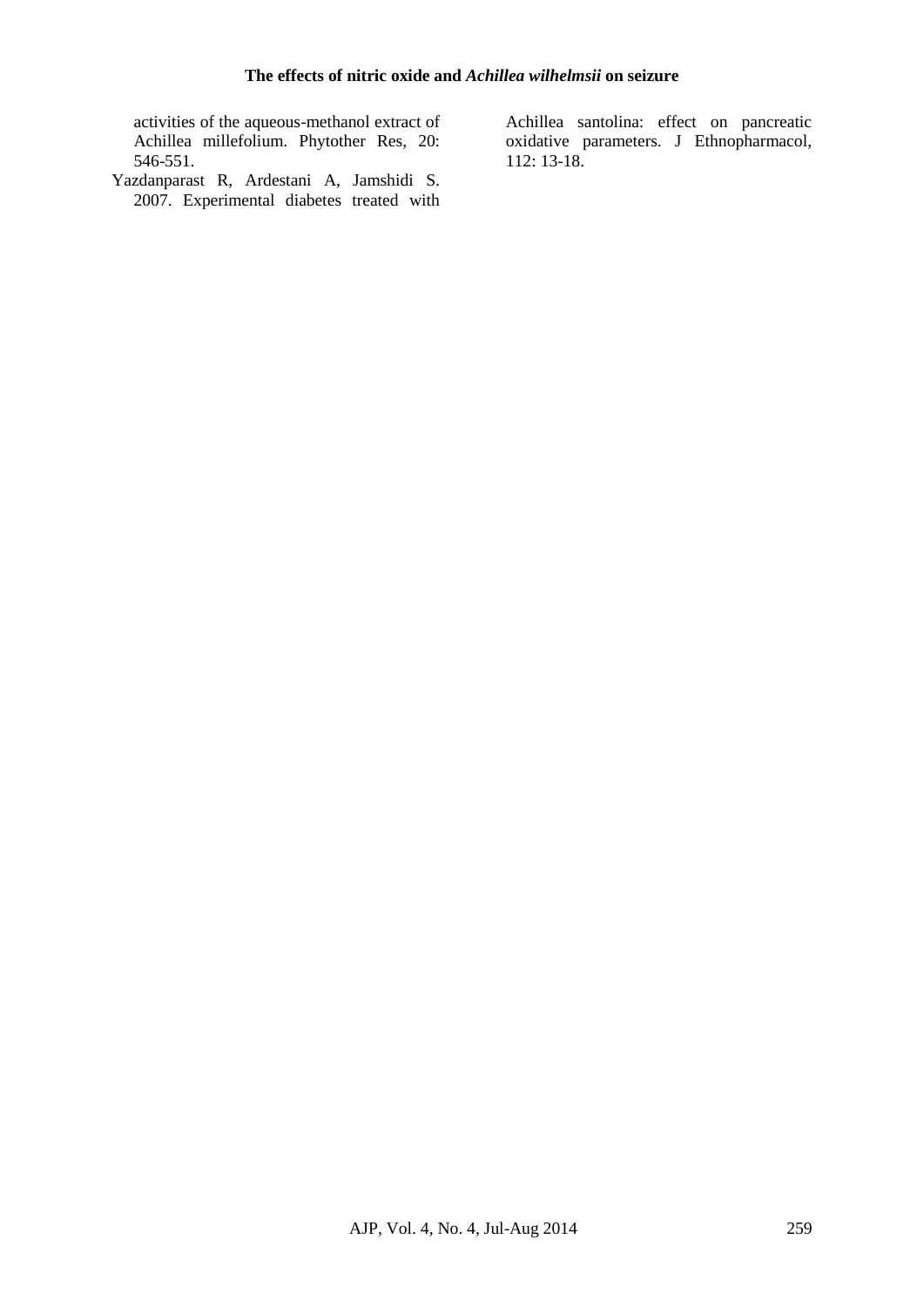activities of the aqueous-methanol extract of Achillea millefolium. Phytother Res, 20: 546-551.

Yazdanparast R, Ardestani A, Jamshidi S. 2007. Experimental diabetes treated with Achillea santolina: effect on pancreatic oxidative parameters. J Ethnopharmacol, 112: 13-18.